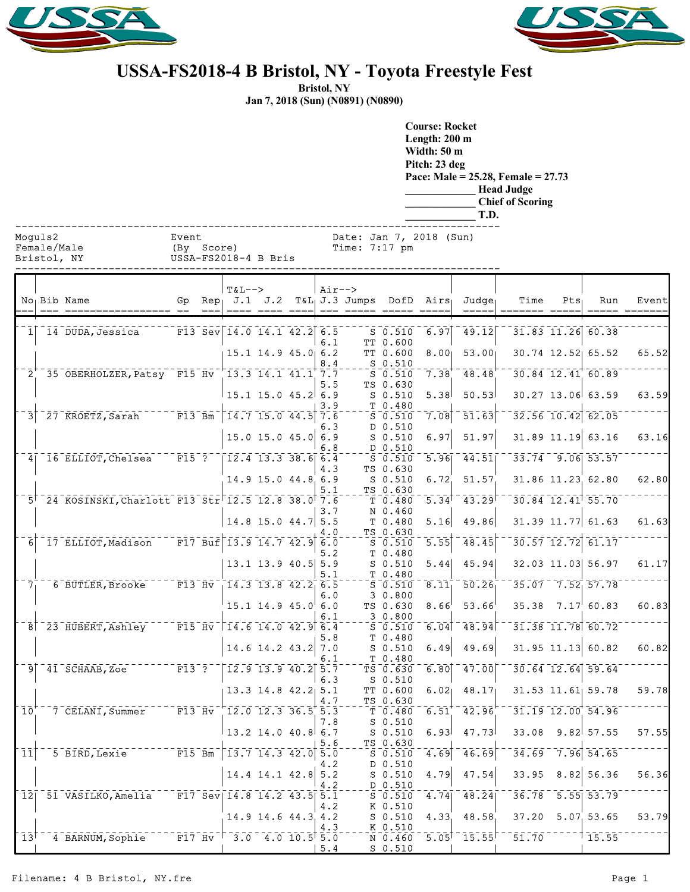# USSA-FS2018-4 B Bristol, NY - Toyota Freestyle Fest

**Bristol, NY**
**Jan 7, 2018 (Sun) (N0891) (N0890)**

**Course: Rocket**
**Length: 200 m**
**Width: 50 m**
**Pitch: 23 deg**
**Pace: Male = 25.28, Female = 27.73**
_____________ **Head Judge**
_____________ **Chief of Scoring**
_____________ **T.D.**

```
Moguls2              Event              Date: Jan 7, 2018 (Sun)
Female/Male          (By  Score)        Time: 7:17 pm
Bristol, NY          USSA-FS2018-4 B Bris
```

| No | Bib | Name | Gp | Rep | T&L--> J.1 | J.2 | T&L | Air--> J.3 | Jumps | DofD | Airs | Judge | Time | Pts | Run | Event |
|---|---|---|---|---|---|---|---|---|---|---|---|---|---|---|---|---|
| 1 | 14 | DUDA,Jessica | F13 | Sev | 14.0 | 14.1 | 42.2 | 6.5 | S | 0.510 | 6.97 | 49.12 | 31.83 | 11.26 | 60.38 | |
| | | | | | | | | 6.1 | TT | 0.600 | | | | | | |
| | | | | | 15.1 | 14.9 | 45.0 | 6.2 | TT | 0.600 | 8.00 | 53.00 | 30.74 | 12.52 | 65.52 | 65.52 |
| | | | | | | | | 8.4 | S | 0.510 | | | | | | |
| 2 | 35 | OBERHOLZER,Patsy | F15 | Hv | 13.3 | 14.1 | 41.1 | 7.7 | S | 0.510 | 7.38 | 48.48 | 30.84 | 12.41 | 60.89 | |
| | | | | | | | | 5.5 | TS | 0.630 | | | | | | |
| | | | | | 15.1 | 15.0 | 45.2 | 6.9 | S | 0.510 | 5.38 | 50.53 | 30.27 | 13.06 | 63.59 | 63.59 |
| | | | | | | | | 3.9 | T | 0.480 | | | | | | |
| 3 | 27 | KROETZ,Sarah | F13 | Bm | 14.7 | 15.0 | 44.5 | 7.6 | S | 0.510 | 7.08 | 51.63 | 32.56 | 10.42 | 62.05 | |
| | | | | | | | | 6.3 | D | 0.510 | | | | | | |
| | | | | | 15.0 | 15.0 | 45.0 | 6.9 | S | 0.510 | 6.97 | 51.97 | 31.89 | 11.19 | 63.16 | 63.16 |
| | | | | | | | | 6.8 | D | 0.510 | | | | | | |
| 4 | 16 | ELLIOT,Chelsea | F15 | ? | 12.4 | 13.3 | 38.6 | 6.4 | S | 0.510 | 5.96 | 44.51 | 33.74 | 9.06 | 53.57 | |
| | | | | | | | | 4.3 | TS | 0.630 | | | | | | |
| | | | | | 14.9 | 15.0 | 44.8 | 6.9 | S | 0.510 | 6.72 | 51.57 | 31.86 | 11.23 | 62.80 | 62.80 |
| | | | | | | | | 5.1 | TS | 0.630 | | | | | | |
| 5 | 24 | KOSINSKI,Charlott | F13 | Str | 12.5 | 12.8 | 38.0 | 7.6 | T | 0.480 | 5.34 | 43.29 | 30.84 | 12.41 | 55.70 | |
| | | | | | | | | 3.7 | N | 0.460 | | | | | | |
| | | | | | 14.8 | 15.0 | 44.7 | 5.5 | T | 0.480 | 5.16 | 49.86 | 31.39 | 11.77 | 61.63 | 61.63 |
| | | | | | | | | 4.0 | TS | 0.630 | | | | | | |
| 6 | 17 | ELLIOT,Madison | F17 | Buf | 13.9 | 14.7 | 42.9 | 6.0 | S | 0.510 | 5.55 | 48.45 | 30.57 | 12.72 | 61.17 | |
| | | | | | | | | 5.2 | T | 0.480 | | | | | | |
| | | | | | 13.1 | 13.9 | 40.5 | 5.9 | S | 0.510 | 5.44 | 45.94 | 32.03 | 11.03 | 56.97 | 61.17 |
| | | | | | | | | 5.1 | T | 0.480 | | | | | | |
| 7 | 6 | BUTLER,Brooke | F13 | Hv | 14.3 | 13.8 | 42.2 | 6.5 | S | 0.510 | 8.11 | 50.26 | 35.07 | 7.52 | 57.78 | |
| | | | | | | | | 6.0 | 3 | 0.800 | | | | | | |
| | | | | | 15.1 | 14.9 | 45.0 | 6.0 | TS | 0.630 | 8.66 | 53.66 | 35.38 | 7.17 | 60.83 | 60.83 |
| | | | | | | | | 6.1 | 3 | 0.800 | | | | | | |
| 8 | 23 | HUBERT,Ashley | F15 | Hv | 14.6 | 14.0 | 42.9 | 6.4 | S | 0.510 | 6.04 | 48.94 | 31.38 | 11.78 | 60.72 | |
| | | | | | | | | 5.8 | T | 0.480 | | | | | | |
| | | | | | 14.6 | 14.2 | 43.2 | 7.0 | S | 0.510 | 6.49 | 49.69 | 31.95 | 11.13 | 60.82 | 60.82 |
| | | | | | | | | 6.1 | T | 0.480 | | | | | | |
| 9 | 41 | SCHAAB,Zoe | F13 | ? | 12.9 | 13.9 | 40.2 | 5.7 | TS | 0.630 | 6.80 | 47.00 | 30.64 | 12.64 | 59.64 | |
| | | | | | | | | 6.3 | S | 0.510 | | | | | | |
| | | | | | 13.3 | 14.8 | 42.2 | 5.1 | TT | 0.600 | 6.02 | 48.17 | 31.53 | 11.61 | 59.78 | 59.78 |
| | | | | | | | | 4.7 | TS | 0.630 | | | | | | |
| 10 | 7 | CELANI,Summer | F13 | Hv | 12.0 | 12.3 | 36.5 | 5.3 | T | 0.480 | 6.51 | 42.96 | 31.19 | 12.00 | 54.96 | |
| | | | | | | | | 7.8 | S | 0.510 | | | | | | |
| | | | | | 13.2 | 14.0 | 40.8 | 6.7 | S | 0.510 | 6.93 | 47.73 | 33.08 | 9.82 | 57.55 | 57.55 |
| | | | | | | | | 5.6 | TS | 0.630 | | | | | | |
| 11 | 5 | BIRD,Lexie | F15 | Bm | 13.7 | 14.3 | 42.0 | 5.0 | S | 0.510 | 4.69 | 46.69 | 34.69 | 7.96 | 54.65 | |
| | | | | | | | | 4.2 | D | 0.510 | | | | | | |
| | | | | | 14.4 | 14.1 | 42.8 | 5.2 | S | 0.510 | 4.79 | 47.54 | 33.95 | 8.82 | 56.36 | 56.36 |
| | | | | | | | | 4.2 | D | 0.510 | | | | | | |
| 12 | 51 | VASILKO,Amelia | F17 | Sev | 14.8 | 14.2 | 43.5 | 5.1 | S | 0.510 | 4.74 | 48.24 | 36.78 | 5.55 | 53.79 | |
| | | | | | | | | 4.2 | K | 0.510 | | | | | | |
| | | | | | 14.9 | 14.6 | 44.3 | 4.2 | S | 0.510 | 4.33 | 48.58 | 37.20 | 5.07 | 53.65 | 53.79 |
| | | | | | | | | 4.3 | K | 0.510 | | | | | | |
| 13 | 4 | BARNUM,Sophie | F17 | Hv | 3.0 | 4.0 | 10.5 | 5.0 | N | 0.460 | 5.05 | 15.55 | 51.70 | | 15.55 | |
| | | | | | | | | 5.4 | S | 0.510 | | | | | | |

Filename: 4 B Bristol, NY.fre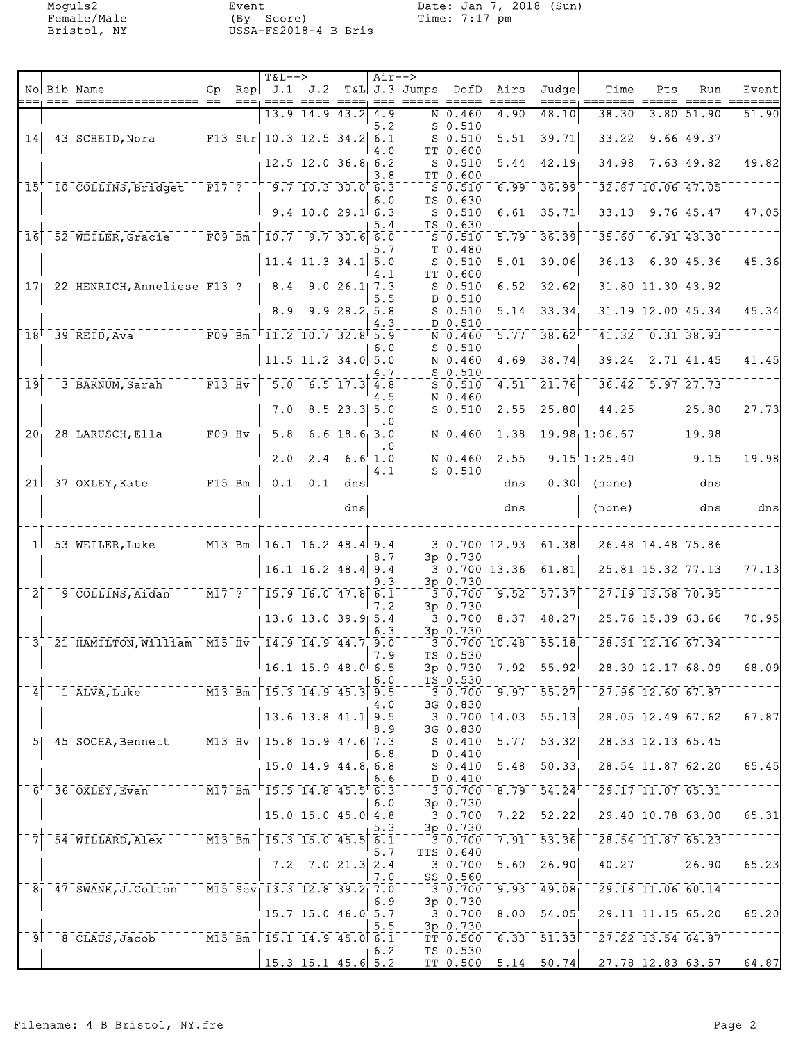Moguls2
Female/Male
Bristol, NY

Event
(By Score)
USSA-FS2018-4 B Bris

Date: Jan 7, 2018 (Sun)
Time: 7:17 pm

| No | Bib | Name | Gp | Rep | T&L--> J.1 | J.2 | T&L | Air--> J.3 | Jumps | DofD | Airs | Judge | Time | Pts | Run | Event |
|---|---|---|---|---|---|---|---|---|---|---|---|---|---|---|---|---|
| | | | | | 13.9 | 14.9 | 43.2 | 4.9 | N | 0.460 | 4.90 | 48.10 | 38.30 | 3.80 | 51.90 | 51.90 |
| | | | | | | | | 5.2 | S | 0.510 | | | | | | |
| 14 | 43 | SCHEID,Nora | F13 | Str | 10.3 | 12.5 | 34.2 | 6.1 | S | 0.510 | 5.51 | 39.71 | 33.22 | 9.66 | 49.37 | |
| | | | | | | | | 4.0 | TT | 0.600 | | | | | | |
| | | | | | 12.5 | 12.0 | 36.8 | 6.2 | S | 0.510 | 5.44 | 42.19 | 34.98 | 7.63 | 49.82 | 49.82 |
| | | | | | | | | 3.8 | TT | 0.600 | | | | | | |
| 15 | 10 | COLLINS,Bridget | F17 | ? | 9.7 | 10.3 | 30.0 | 6.3 | S | 0.510 | 6.99 | 36.99 | 32.87 | 10.06 | 47.05 | |
| | | | | | | | | 6.0 | TS | 0.630 | | | | | | |
| | | | | | 9.4 | 10.0 | 29.1 | 6.3 | S | 0.510 | 6.61 | 35.71 | 33.13 | 9.76 | 45.47 | 47.05 |
| | | | | | | | | 5.4 | TS | 0.630 | | | | | | |
| 16 | 52 | WEILER,Gracie | F09 | Bm | 10.7 | 9.7 | 30.6 | 6.0 | S | 0.510 | 5.79 | 36.39 | 35.60 | 6.91 | 43.30 | |
| | | | | | | | | 5.7 | T | 0.480 | | | | | | |
| | | | | | 11.4 | 11.3 | 34.1 | 5.0 | S | 0.510 | 5.01 | 39.06 | 36.13 | 6.30 | 45.36 | 45.36 |
| | | | | | | | | 4.1 | TT | 0.600 | | | | | | |
| 17 | 22 | HENRICH,Anneliese | F13 | ? | 8.4 | 9.0 | 26.1 | 7.3 | S | 0.510 | 6.52 | 32.62 | 31.80 | 11.30 | 43.92 | |
| | | | | | | | | 5.5 | D | 0.510 | | | | | | |
| | | | | | 8.9 | 9.9 | 28.2 | 5.8 | S | 0.510 | 5.14 | 33.34 | 31.19 | 12.00 | 45.34 | 45.34 |
| | | | | | | | | 4.3 | D | 0.510 | | | | | | |
| 18 | 39 | REID,Ava | F09 | Bm | 11.2 | 10.7 | 32.8 | 5.9 | N | 0.460 | 5.77 | 38.62 | 41.32 | 0.31 | 38.93 | |
| | | | | | | | | 6.0 | S | 0.510 | | | | | | |
| | | | | | 11.5 | 11.2 | 34.0 | 5.0 | N | 0.460 | 4.69 | 38.74 | 39.24 | 2.71 | 41.45 | 41.45 |
| | | | | | | | | 4.7 | S | 0.510 | | | | | | |
| 19 | 3 | BARNUM,Sarah | F13 | Hv | 5.0 | 6.5 | 17.3 | 4.8 | S | 0.510 | 4.51 | 21.76 | 36.42 | 5.97 | 27.73 | |
| | | | | | | | | 4.5 | N | 0.460 | | | | | | |
| | | | | | 7.0 | 8.5 | 23.3 | 5.0 | S | 0.510 | 2.55 | 25.80 | 44.25 | | 25.80 | 27.73 |
| | | | | | | | | .0 | | | | | | | | |
| 20 | 28 | LARUSCH,Ella | F09 | Hv | 5.8 | 6.6 | 18.6 | 3.0 | N | 0.460 | 1.38 | 19.98 | 1:06.67 | | 19.98 | |
| | | | | | | | | .0 | | | | | | | | |
| | | | | | 2.0 | 2.4 | 6.6 | 1.0 | N | 0.460 | 2.55 | 9.15 | 1:25.40 | | 9.15 | 19.98 |
| | | | | | | | | 4.1 | S | 0.510 | | | | | | |
| 21 | 37 | OXLEY,Kate | F15 | Bm | 0.1 | 0.1 | dns | | | | dns | 0.30 | (none) | | dns | |
| | | | | | | | dns | | | | dns | | (none) | | dns | dns |
| 1 | 53 | WEILER,Luke | M13 | Bm | 16.1 | 16.2 | 48.4 | 9.4 | 3 | 0.700 | 12.93 | 61.38 | 26.48 | 14.48 | 75.86 | |
| | | | | | | | | 8.7 | 3p | 0.730 | | | | | | |
| | | | | | 16.1 | 16.2 | 48.4 | 9.4 | 3 | 0.700 | 13.36 | 61.81 | 25.81 | 15.32 | 77.13 | 77.13 |
| | | | | | | | | 9.3 | 3p | 0.730 | | | | | | |
| 2 | 9 | COLLINS,Aidan | M17 | ? | 15.9 | 16.0 | 47.8 | 6.1 | 3 | 0.700 | 9.52 | 57.37 | 27.19 | 13.58 | 70.95 | |
| | | | | | | | | 7.2 | 3p | 0.730 | | | | | | |
| | | | | | 13.6 | 13.0 | 39.9 | 5.4 | 3 | 0.700 | 8.37 | 48.27 | 25.76 | 15.39 | 63.66 | 70.95 |
| | | | | | | | | 6.3 | 3p | 0.730 | | | | | | |
| 3 | 21 | HAMILTON,William | M15 | Hv | 14.9 | 14.9 | 44.7 | 9.0 | 3 | 0.700 | 10.48 | 55.18 | 28.31 | 12.16 | 67.34 | |
| | | | | | | | | 7.9 | TS | 0.530 | | | | | | |
| | | | | | 16.1 | 15.9 | 48.0 | 6.5 | 3p | 0.730 | 7.92 | 55.92 | 28.30 | 12.17 | 68.09 | 68.09 |
| | | | | | | | | 6.0 | TS | 0.530 | | | | | | |
| 4 | 1 | ALVA,Luke | M13 | Bm | 15.3 | 14.9 | 45.3 | 9.5 | 3 | 0.700 | 9.97 | 55.27 | 27.96 | 12.60 | 67.87 | |
| | | | | | | | | 4.0 | 3G | 0.830 | | | | | | |
| | | | | | 13.6 | 13.8 | 41.1 | 9.5 | 3 | 0.700 | 14.03 | 55.13 | 28.05 | 12.49 | 67.62 | 67.87 |
| | | | | | | | | 8.9 | 3G | 0.830 | | | | | | |
| 5 | 45 | SOCHA,Bennett | M13 | Hv | 15.8 | 15.9 | 47.6 | 7.3 | S | 0.410 | 5.77 | 53.32 | 28.33 | 12.13 | 65.45 | |
| | | | | | | | | 6.8 | D | 0.410 | | | | | | |
| | | | | | 15.0 | 14.9 | 44.8 | 6.8 | S | 0.410 | 5.48 | 50.33 | 28.54 | 11.87 | 62.20 | 65.45 |
| | | | | | | | | 6.6 | D | 0.410 | | | | | | |
| 6 | 36 | OXLEY,Evan | M17 | Bm | 15.5 | 14.8 | 45.5 | 6.3 | 3 | 0.700 | 8.79 | 54.24 | 29.17 | 11.07 | 65.31 | |
| | | | | | | | | 6.0 | 3p | 0.730 | | | | | | |
| | | | | | 15.0 | 15.0 | 45.0 | 4.8 | 3 | 0.700 | 7.22 | 52.22 | 29.40 | 10.78 | 63.00 | 65.31 |
| | | | | | | | | 5.3 | 3p | 0.730 | | | | | | |
| 7 | 54 | WILLARD,Alex | M13 | Bm | 15.3 | 15.0 | 45.5 | 6.1 | 3 | 0.700 | 7.91 | 53.36 | 28.54 | 11.87 | 65.23 | |
| | | | | | | | | 5.7 | TTS | 0.640 | | | | | | |
| | | | | | 7.2 | 7.0 | 21.3 | 2.4 | 3 | 0.700 | 5.60 | 26.90 | 40.27 | | 26.90 | 65.23 |
| | | | | | | | | 7.0 | SS | 0.560 | | | | | | |
| 8 | 47 | SWANK,J.Colton | M15 | Sev | 13.3 | 12.8 | 39.2 | 7.0 | 3 | 0.700 | 9.93 | 49.08 | 29.18 | 11.06 | 60.14 | |
| | | | | | | | | 6.9 | 3p | 0.730 | | | | | | |
| | | | | | 15.7 | 15.0 | 46.0 | 5.7 | 3 | 0.700 | 8.00 | 54.05 | 29.11 | 11.15 | 65.20 | 65.20 |
| | | | | | | | | 5.5 | 3p | 0.730 | | | | | | |
| 9 | 8 | CLAUS,Jacob | M15 | Bm | 15.1 | 14.9 | 45.0 | 6.1 | TT | 0.500 | 6.33 | 51.33 | 27.22 | 13.54 | 64.87 | |
| | | | | | | | | 6.2 | TS | 0.530 | | | | | | |
| | | | | | 15.3 | 15.1 | 45.6 | 5.2 | TT | 0.500 | 5.14 | 50.74 | 27.78 | 12.83 | 63.57 | 64.87 |

Filename: 4 B Bristol, NY.fre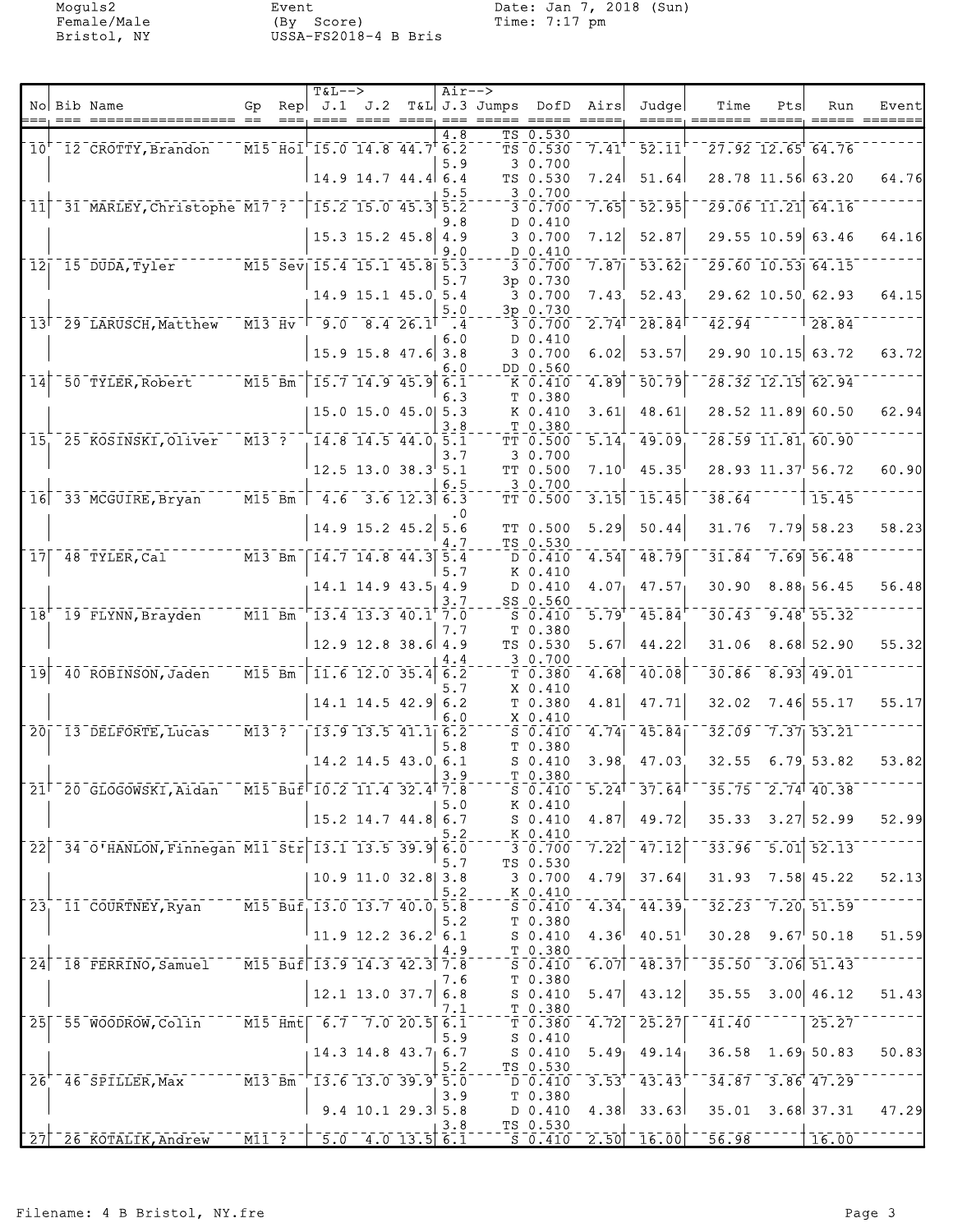| No | Bib | Name | Gp | Rep | J.1 | J.2 | T&L | J.3 | Jumps | DofD | Airs | Judge | Time | Pts | Run | Event |
|---|---|---|---|---|---|---|---|---|---|---|---|---|---|---|---|---|
| | | | | | | | | 4.8 | TS | 0.530 | | | | | | |
| 10 | 12 | CROTTY, Brandon | M15 | Hol | 15.0 | 14.8 | 44.7 | 6.2 | TS | 0.530 | 7.41 | 52.11 | 27.92 | 12.65 | 64.76 | |
| | | | | | | | | 5.9 | 3 | 0.700 | | | | | | |
| | | | | | 14.9 | 14.7 | 44.4 | 6.4 | TS | 0.530 | 7.24 | 51.64 | 28.78 | 11.56 | 63.20 | 64.76 |
| | | | | | | | | 5.5 | 3 | 0.700 | | | | | | |
| 11 | 31 | MARLEY, Christophe | M17 | ? | 15.2 | 15.0 | 45.3 | 5.2 | 3 | 0.700 | 7.65 | 52.95 | 29.06 | 11.21 | 64.16 | |
| | | | | | | | | 9.8 | D | 0.410 | | | | | | |
| | | | | | 15.3 | 15.2 | 45.8 | 4.9 | 3 | 0.700 | 7.12 | 52.87 | 29.55 | 10.59 | 63.46 | 64.16 |
| | | | | | | | | 9.0 | D | 0.410 | | | | | | |
| 12 | 15 | DUDA, Tyler | M15 | Sev | 15.4 | 15.1 | 45.8 | 5.3 | 3 | 0.700 | 7.87 | 53.62 | 29.60 | 10.53 | 64.15 | |
| | | | | | | | | 5.7 | 3p | 0.730 | | | | | | |
| | | | | | 14.9 | 15.1 | 45.0 | 5.4 | 3 | 0.700 | 7.43 | 52.43 | 29.62 | 10.50 | 62.93 | 64.15 |
| | | | | | | | | 5.0 | 3p | 0.730 | | | | | | |
| 13 | 29 | LARUSCH, Matthew | M13 | Hv | 9.0 | 8.4 | 26.1 | .4 | 3 | 0.700 | 2.74 | 28.84 | 42.94 | | 28.84 | |
| | | | | | | | | 6.0 | D | 0.410 | | | | | | |
| | | | | | 15.9 | 15.8 | 47.6 | 3.8 | 3 | 0.700 | 6.02 | 53.57 | 29.90 | 10.15 | 63.72 | 63.72 |
| | | | | | | | | 6.0 | DD | 0.560 | | | | | | |
| 14 | 50 | TYLER, Robert | M15 | Bm | 15.7 | 14.9 | 45.9 | 6.1 | K | 0.410 | 4.89 | 50.79 | 28.32 | 12.15 | 62.94 | |
| | | | | | | | | 6.3 | T | 0.380 | | | | | | |
| | | | | | 15.0 | 15.0 | 45.0 | 5.3 | K | 0.410 | 3.61 | 48.61 | 28.52 | 11.89 | 60.50 | 62.94 |
| | | | | | | | | 3.8 | T | 0.380 | | | | | | |
| 15 | 25 | KOSINSKI, Oliver | M13 | ? | 14.8 | 14.5 | 44.0 | 5.1 | TT | 0.500 | 5.14 | 49.09 | 28.59 | 11.81 | 60.90 | |
| | | | | | | | | 3.7 | 3 | 0.700 | | | | | | |
| | | | | | 12.5 | 13.0 | 38.3 | 5.1 | TT | 0.500 | 7.10 | 45.35 | 28.93 | 11.37 | 56.72 | 60.90 |
| | | | | | | | | 6.5 | 3 | 0.700 | | | | | | |
| 16 | 33 | MCGUIRE, Bryan | M15 | Bm | 4.6 | 3.6 | 12.3 | 6.3 | TT | 0.500 | 3.15 | 15.45 | 38.64 | | 15.45 | |
| | | | | | | | | .0 | | | | | | | | |
| | | | | | 14.9 | 15.2 | 45.2 | 5.6 | TT | 0.500 | 5.29 | 50.44 | 31.76 | 7.79 | 58.23 | 58.23 |
| | | | | | | | | 4.7 | TS | 0.530 | | | | | | |
| 17 | 48 | TYLER, Cal | M13 | Bm | 14.7 | 14.8 | 44.3 | 5.4 | D | 0.410 | 4.54 | 48.79 | 31.84 | 7.69 | 56.48 | |
| | | | | | | | | 5.7 | K | 0.410 | | | | | | |
| | | | | | 14.1 | 14.9 | 43.5 | 4.9 | D | 0.410 | 4.07 | 47.57 | 30.90 | 8.88 | 56.45 | 56.48 |
| | | | | | | | | 3.7 | SS | 0.560 | | | | | | |
| 18 | 19 | FLYNN, Brayden | M11 | Bm | 13.4 | 13.3 | 40.1 | 7.0 | S | 0.410 | 5.79 | 45.84 | 30.43 | 9.48 | 55.32 | |
| | | | | | | | | 7.7 | T | 0.380 | | | | | | |
| | | | | | 12.9 | 12.8 | 38.6 | 4.9 | TS | 0.530 | 5.67 | 44.22 | 31.06 | 8.68 | 52.90 | 55.32 |
| | | | | | | | | 4.4 | 3 | 0.700 | | | | | | |
| 19 | 40 | ROBINSON, Jaden | M15 | Bm | 11.6 | 12.0 | 35.4 | 6.2 | T | 0.380 | 4.68 | 40.08 | 30.86 | 8.93 | 49.01 | |
| | | | | | | | | 5.7 | X | 0.410 | | | | | | |
| | | | | | 14.1 | 14.5 | 42.9 | 6.2 | T | 0.380 | 4.81 | 47.71 | 32.02 | 7.46 | 55.17 | 55.17 |
| | | | | | | | | 6.0 | X | 0.410 | | | | | | |
| 20 | 13 | DELFORTE, Lucas | M13 | ? | 13.9 | 13.5 | 41.1 | 6.2 | S | 0.410 | 4.74 | 45.84 | 32.09 | 7.37 | 53.21 | |
| | | | | | | | | 5.8 | T | 0.380 | | | | | | |
| | | | | | 14.2 | 14.5 | 43.0 | 6.1 | S | 0.410 | 3.98 | 47.03 | 32.55 | 6.79 | 53.82 | 53.82 |
| | | | | | | | | 3.9 | T | 0.380 | | | | | | |
| 21 | 20 | GLOGOWSKI, Aidan | M15 | Buf | 10.2 | 11.4 | 32.4 | 7.8 | S | 0.410 | 5.24 | 37.64 | 35.75 | 2.74 | 40.38 | |
| | | | | | | | | 5.0 | K | 0.410 | | | | | | |
| | | | | | 15.2 | 14.7 | 44.8 | 6.7 | S | 0.410 | 4.87 | 49.72 | 35.33 | 3.27 | 52.99 | 52.99 |
| | | | | | | | | 5.2 | K | 0.410 | | | | | | |
| 22 | 34 | O'HANLON, Finnegan | M11 | Str | 13.1 | 13.5 | 39.9 | 6.0 | 3 | 0.700 | 7.22 | 47.12 | 33.96 | 5.01 | 52.13 | |
| | | | | | | | | 5.7 | TS | 0.530 | | | | | | |
| | | | | | 10.9 | 11.0 | 32.8 | 3.8 | 3 | 0.700 | 4.79 | 37.64 | 31.93 | 7.58 | 45.22 | 52.13 |
| | | | | | | | | 5.2 | K | 0.410 | | | | | | |
| 23 | 11 | COURTNEY, Ryan | M15 | Buf | 13.0 | 13.7 | 40.0 | 5.8 | S | 0.410 | 4.34 | 44.39 | 32.23 | 7.20 | 51.59 | |
| | | | | | | | | 5.2 | T | 0.380 | | | | | | |
| | | | | | 11.9 | 12.2 | 36.2 | 6.1 | S | 0.410 | 4.36 | 40.51 | 30.28 | 9.67 | 50.18 | 51.59 |
| | | | | | | | | 4.9 | T | 0.380 | | | | | | |
| 24 | 18 | FERRINO, Samuel | M15 | Buf | 13.9 | 14.3 | 42.3 | 7.8 | S | 0.410 | 6.07 | 48.37 | 35.50 | 3.06 | 51.43 | |
| | | | | | | | | 7.6 | T | 0.380 | | | | | | |
| | | | | | 12.1 | 13.0 | 37.7 | 6.8 | S | 0.410 | 5.47 | 43.12 | 35.55 | 3.00 | 46.12 | 51.43 |
| | | | | | | | | 7.1 | T | 0.380 | | | | | | |
| 25 | 55 | WOODROW, Colin | M15 | Hmt | 6.7 | 7.0 | 20.5 | 6.1 | T | 0.380 | 4.72 | 25.27 | 41.40 | | 25.27 | |
| | | | | | | | | 5.9 | S | 0.410 | | | | | | |
| | | | | | 14.3 | 14.8 | 43.7 | 6.7 | S | 0.410 | 5.49 | 49.14 | 36.58 | 1.69 | 50.83 | 50.83 |
| | | | | | | | | 5.2 | TS | 0.530 | | | | | | |
| 26 | 46 | SPILLER, Max | M13 | Bm | 13.6 | 13.0 | 39.9 | 5.0 | D | 0.410 | 3.53 | 43.43 | 34.87 | 3.86 | 47.29 | |
| | | | | | | | | 3.9 | T | 0.380 | | | | | | |
| | | | | | 9.4 | 10.1 | 29.3 | 5.8 | D | 0.410 | 4.38 | 33.63 | 35.01 | 3.68 | 37.31 | 47.29 |
| | | | | | | | | 3.8 | TS | 0.530 | | | | | | |
| 27 | 26 | KOTALIK, Andrew | M11 | ? | 5.0 | 4.0 | 13.5 | 6.1 | S | 0.410 | 2.50 | 16.00 | 56.98 | | 16.00 | |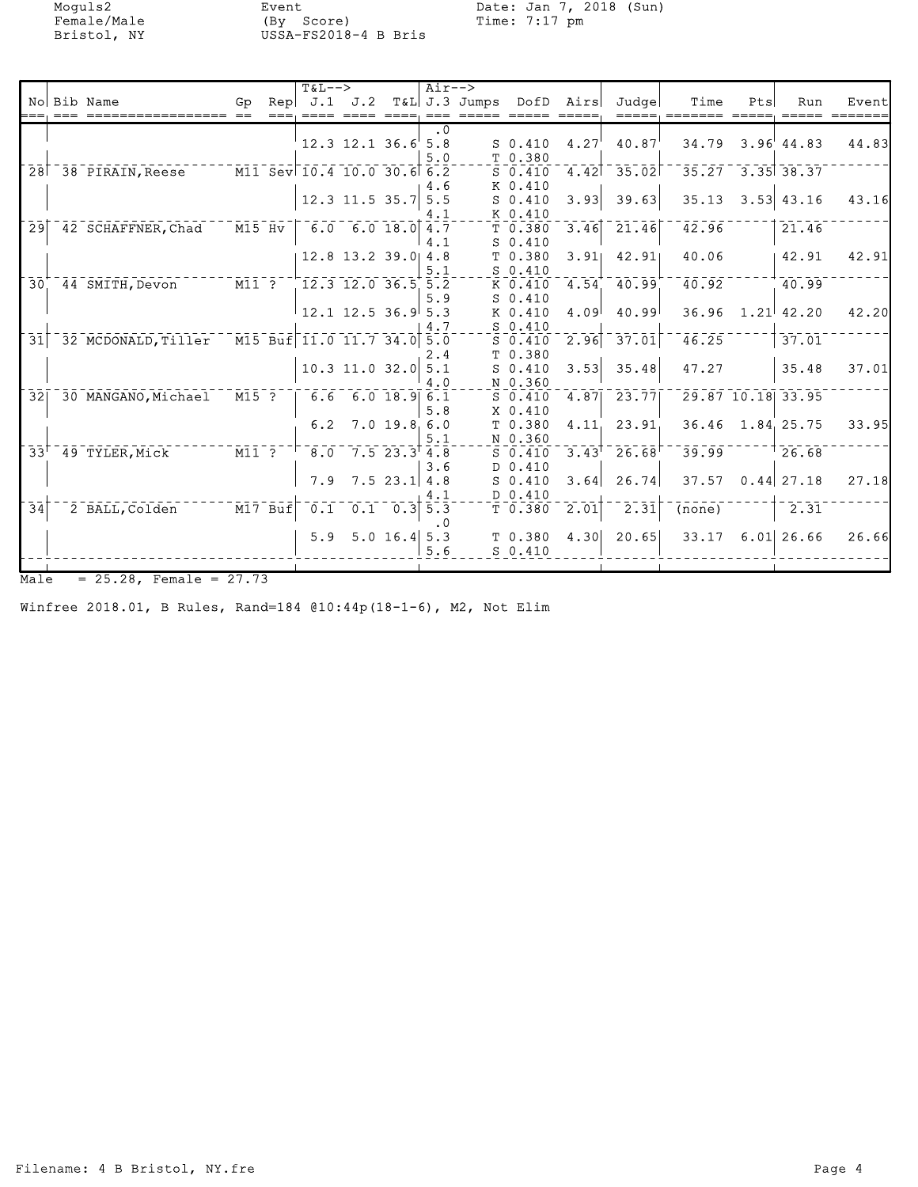Moguls2
Female/Male
Bristol, NY

Event
(By Score)
USSA-FS2018-4 B Bris

Date: Jan 7, 2018 (Sun)
Time: 7:17 pm

| No | Bib | Name | Gp | Rep | T&L--> J.1 | J.2 | T&L | Air--> J.3 | Jumps | DofD | Airs | Judge | Time | Pts | Run | Event |
|---|---|---|---|---|---|---|---|---|---|---|---|---|---|---|---|---|
| | | | | | | | | .0 | | | | | | | | |
| | | | | | 12.3 | 12.1 | 36.6 | 5.8 | S | 0.410 | 4.27 | 40.87 | 34.79 | 3.96 | 44.83 | 44.83 |
| | | | | | | | | 5.0 | T | 0.380 | | | | | | |
| 28 | 38 | PIRAIN, Reese | M11 | Sev | 10.4 | 10.0 | 30.6 | 6.2 | S | 0.410 | 4.42 | 35.02 | 35.27 | 3.35 | 38.37 | |
| | | | | | | | | 4.6 | K | 0.410 | | | | | | |
| | | | | | 12.3 | 11.5 | 35.7 | 5.5 | S | 0.410 | 3.93 | 39.63 | 35.13 | 3.53 | 43.16 | 43.16 |
| | | | | | | | | 4.1 | K | 0.410 | | | | | | |
| 29 | 42 | SCHAFFNER, Chad | M15 | Hv | 6.0 | 6.0 | 18.0 | 4.7 | T | 0.380 | 3.46 | 21.46 | 42.96 | | 21.46 | |
| | | | | | | | | 4.1 | S | 0.410 | | | | | | |
| | | | | | 12.8 | 13.2 | 39.0 | 4.8 | T | 0.380 | 3.91 | 42.91 | 40.06 | | 42.91 | 42.91 |
| | | | | | | | | 5.1 | S | 0.410 | | | | | | |
| 30 | 44 | SMITH, Devon | M11 | ? | 12.3 | 12.0 | 36.5 | 5.2 | K | 0.410 | 4.54 | 40.99 | 40.92 | | 40.99 | |
| | | | | | | | | 5.9 | S | 0.410 | | | | | | |
| | | | | | 12.1 | 12.5 | 36.9 | 5.3 | K | 0.410 | 4.09 | 40.99 | 36.96 | 1.21 | 42.20 | 42.20 |
| | | | | | | | | 4.7 | S | 0.410 | | | | | | |
| 31 | 32 | MCDONALD, Tiller | M15 | Buf | 11.0 | 11.7 | 34.0 | 5.0 | S | 0.410 | 2.96 | 37.01 | 46.25 | | 37.01 | |
| | | | | | | | | 2.4 | T | 0.380 | | | | | | |
| | | | | | 10.3 | 11.0 | 32.0 | 5.1 | S | 0.410 | 3.53 | 35.48 | 47.27 | | 35.48 | 37.01 |
| | | | | | | | | 4.0 | N | 0.360 | | | | | | |
| 32 | 30 | MANGANO, Michael | M15 | ? | 6.6 | 6.0 | 18.9 | 6.1 | S | 0.410 | 4.87 | 23.77 | 29.87 | 10.18 | 33.95 | |
| | | | | | | | | 5.8 | X | 0.410 | | | | | | |
| | | | | | 6.2 | 7.0 | 19.8 | 6.0 | T | 0.380 | 4.11 | 23.91 | 36.46 | 1.84 | 25.75 | 33.95 |
| | | | | | | | | 5.1 | N | 0.360 | | | | | | |
| 33 | 49 | TYLER, Mick | M11 | ? | 8.0 | 7.5 | 23.3 | 4.8 | S | 0.410 | 3.43 | 26.68 | 39.99 | | 26.68 | |
| | | | | | | | | 3.6 | D | 0.410 | | | | | | |
| | | | | | 7.9 | 7.5 | 23.1 | 4.8 | S | 0.410 | 3.64 | 26.74 | 37.57 | 0.44 | 27.18 | 27.18 |
| | | | | | | | | 4.1 | D | 0.410 | | | | | | |
| 34 | 2 | BALL, Colden | M17 | Buf | 0.1 | 0.1 | 0.3 | 5.3 | T | 0.380 | 2.01 | 2.31 | (none) | | 2.31 | |
| | | | | | | | | .0 | | | | | | | | |
| | | | | | 5.9 | 5.0 | 16.4 | 5.3 | T | 0.380 | 4.30 | 20.65 | 33.17 | 6.01 | 26.66 | 26.66 |
| | | | | | | | | 5.6 | S | 0.410 | | | | | | |

Male = 25.28, Female = 27.73

Winfree 2018.01, B Rules, Rand=184 @10:44p(18-1-6), M2, Not Elim

Filename: 4 B Bristol, NY.fre